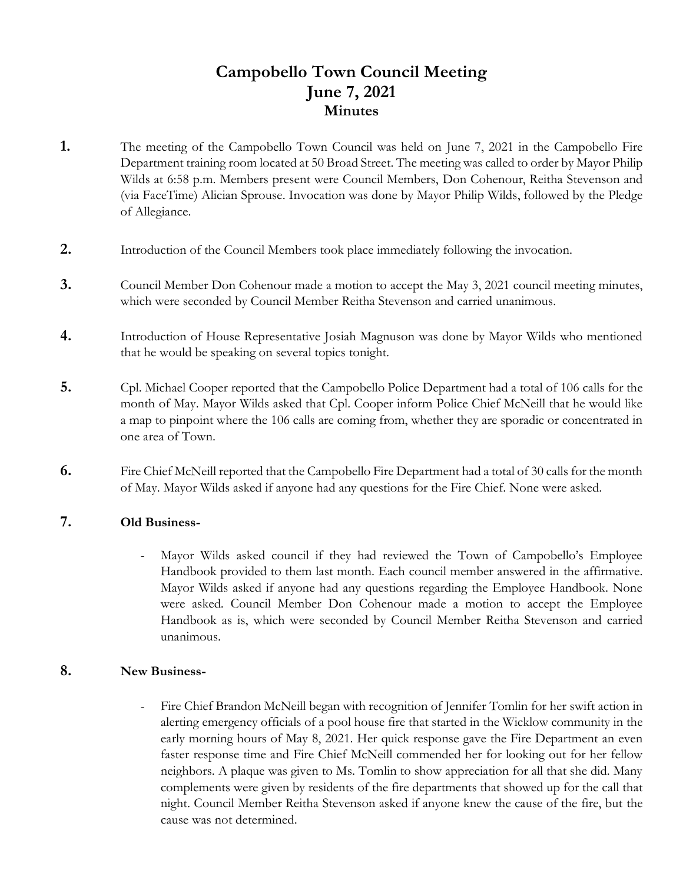# Campobello Town Council Meeting
# June 7, 2021
## Minutes

**1.** The meeting of the Campobello Town Council was held on June 7, 2021 in the Campobello Fire Department training room located at 50 Broad Street. The meeting was called to order by Mayor Philip Wilds at 6:58 p.m. Members present were Council Members, Don Cohenour, Reitha Stevenson and (via FaceTime) Alician Sprouse. Invocation was done by Mayor Philip Wilds, followed by the Pledge of Allegiance.

**2.** Introduction of the Council Members took place immediately following the invocation.

**3.** Council Member Don Cohenour made a motion to accept the May 3, 2021 council meeting minutes, which were seconded by Council Member Reitha Stevenson and carried unanimous.

**4.** Introduction of House Representative Josiah Magnuson was done by Mayor Wilds who mentioned that he would be speaking on several topics tonight.

**5.** Cpl. Michael Cooper reported that the Campobello Police Department had a total of 106 calls for the month of May. Mayor Wilds asked that Cpl. Cooper inform Police Chief McNeill that he would like a map to pinpoint where the 106 calls are coming from, whether they are sporadic or concentrated in one area of Town.

**6.** Fire Chief McNeill reported that the Campobello Fire Department had a total of 30 calls for the month of May. Mayor Wilds asked if anyone had any questions for the Fire Chief. None were asked.

**7.** **Old Business-**

- Mayor Wilds asked council if they had reviewed the Town of Campobello's Employee Handbook provided to them last month. Each council member answered in the affirmative. Mayor Wilds asked if anyone had any questions regarding the Employee Handbook. None were asked. Council Member Don Cohenour made a motion to accept the Employee Handbook as is, which were seconded by Council Member Reitha Stevenson and carried unanimous.

**8.** **New Business-**

- Fire Chief Brandon McNeill began with recognition of Jennifer Tomlin for her swift action in alerting emergency officials of a pool house fire that started in the Wicklow community in the early morning hours of May 8, 2021. Her quick response gave the Fire Department an even faster response time and Fire Chief McNeill commended her for looking out for her fellow neighbors. A plaque was given to Ms. Tomlin to show appreciation for all that she did. Many complements were given by residents of the fire departments that showed up for the call that night. Council Member Reitha Stevenson asked if anyone knew the cause of the fire, but the cause was not determined.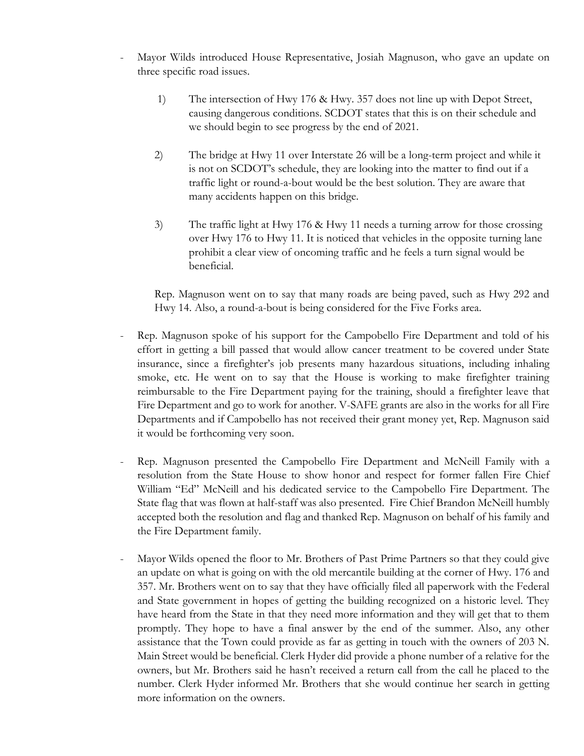- Mayor Wilds introduced House Representative, Josiah Magnuson, who gave an update on three specific road issues.

  1) The intersection of Hwy 176 & Hwy. 357 does not line up with Depot Street, causing dangerous conditions. SCDOT states that this is on their schedule and we should begin to see progress by the end of 2021.

  2) The bridge at Hwy 11 over Interstate 26 will be a long-term project and while it is not on SCDOT's schedule, they are looking into the matter to find out if a traffic light or round-a-bout would be the best solution. They are aware that many accidents happen on this bridge.

  3) The traffic light at Hwy 176 & Hwy 11 needs a turning arrow for those crossing over Hwy 176 to Hwy 11. It is noticed that vehicles in the opposite turning lane prohibit a clear view of oncoming traffic and he feels a turn signal would be beneficial.

  Rep. Magnuson went on to say that many roads are being paved, such as Hwy 292 and Hwy 14. Also, a round-a-bout is being considered for the Five Forks area.

- Rep. Magnuson spoke of his support for the Campobello Fire Department and told of his effort in getting a bill passed that would allow cancer treatment to be covered under State insurance, since a firefighter's job presents many hazardous situations, including inhaling smoke, etc. He went on to say that the House is working to make firefighter training reimbursable to the Fire Department paying for the training, should a firefighter leave that Fire Department and go to work for another. V-SAFE grants are also in the works for all Fire Departments and if Campobello has not received their grant money yet, Rep. Magnuson said it would be forthcoming very soon.

- Rep. Magnuson presented the Campobello Fire Department and McNeill Family with a resolution from the State House to show honor and respect for former fallen Fire Chief William "Ed" McNeill and his dedicated service to the Campobello Fire Department. The State flag that was flown at half-staff was also presented. Fire Chief Brandon McNeill humbly accepted both the resolution and flag and thanked Rep. Magnuson on behalf of his family and the Fire Department family.

- Mayor Wilds opened the floor to Mr. Brothers of Past Prime Partners so that they could give an update on what is going on with the old mercantile building at the corner of Hwy. 176 and 357. Mr. Brothers went on to say that they have officially filed all paperwork with the Federal and State government in hopes of getting the building recognized on a historic level. They have heard from the State in that they need more information and they will get that to them promptly. They hope to have a final answer by the end of the summer. Also, any other assistance that the Town could provide as far as getting in touch with the owners of 203 N. Main Street would be beneficial. Clerk Hyder did provide a phone number of a relative for the owners, but Mr. Brothers said he hasn't received a return call from the call he placed to the number. Clerk Hyder informed Mr. Brothers that she would continue her search in getting more information on the owners.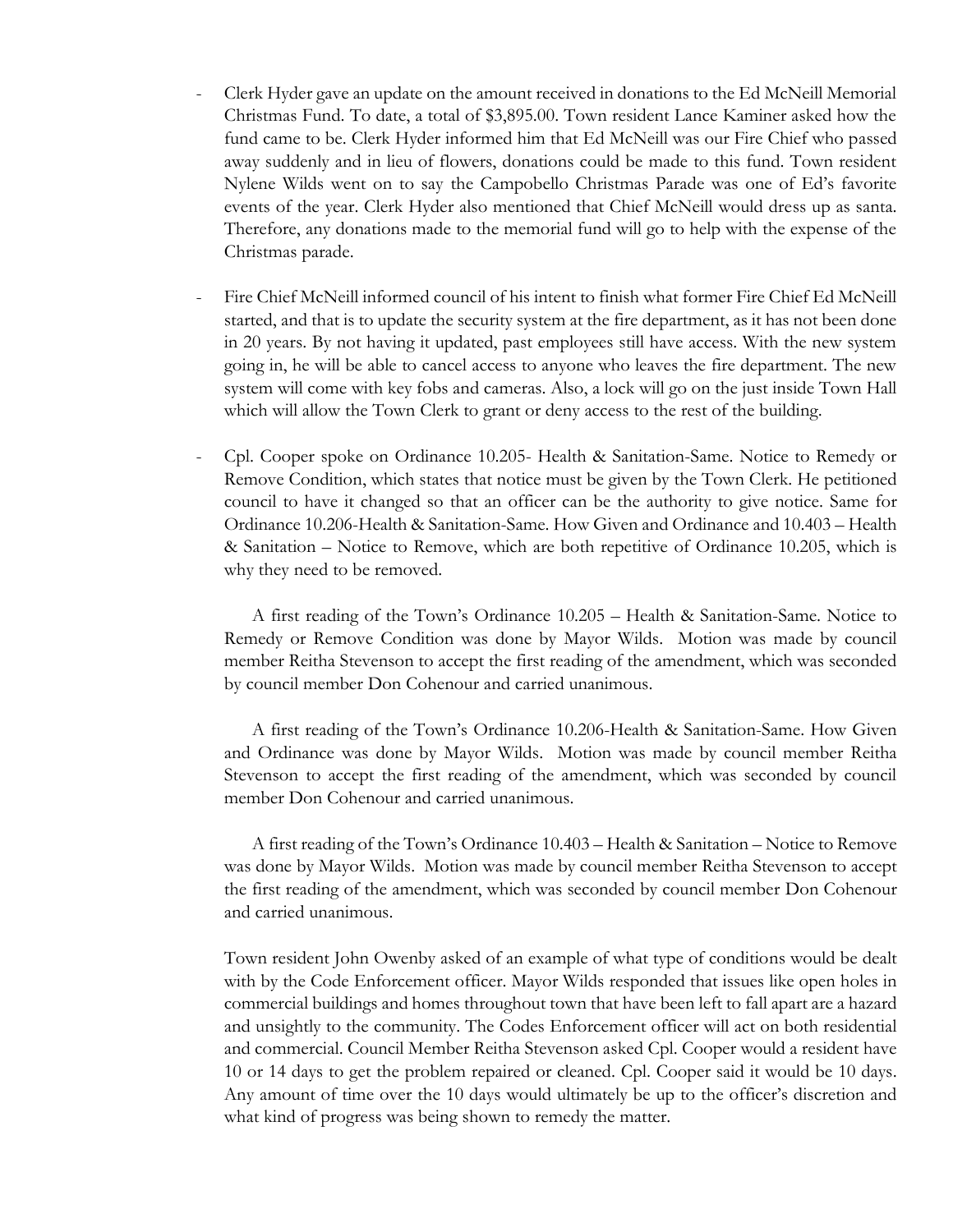- Clerk Hyder gave an update on the amount received in donations to the Ed McNeill Memorial Christmas Fund. To date, a total of $3,895.00. Town resident Lance Kaminer asked how the fund came to be. Clerk Hyder informed him that Ed McNeill was our Fire Chief who passed away suddenly and in lieu of flowers, donations could be made to this fund. Town resident Nylene Wilds went on to say the Campobello Christmas Parade was one of Ed's favorite events of the year. Clerk Hyder also mentioned that Chief McNeill would dress up as santa. Therefore, any donations made to the memorial fund will go to help with the expense of the Christmas parade.

- Fire Chief McNeill informed council of his intent to finish what former Fire Chief Ed McNeill started, and that is to update the security system at the fire department, as it has not been done in 20 years. By not having it updated, past employees still have access. With the new system going in, he will be able to cancel access to anyone who leaves the fire department. The new system will come with key fobs and cameras. Also, a lock will go on the just inside Town Hall which will allow the Town Clerk to grant or deny access to the rest of the building.

- Cpl. Cooper spoke on Ordinance 10.205- Health & Sanitation-Same. Notice to Remedy or Remove Condition, which states that notice must be given by the Town Clerk. He petitioned council to have it changed so that an officer can be the authority to give notice. Same for Ordinance 10.206-Health & Sanitation-Same. How Given and Ordinance and 10.403 – Health & Sanitation – Notice to Remove, which are both repetitive of Ordinance 10.205, which is why they need to be removed.

  A first reading of the Town's Ordinance 10.205 – Health & Sanitation-Same. Notice to Remedy or Remove Condition was done by Mayor Wilds. Motion was made by council member Reitha Stevenson to accept the first reading of the amendment, which was seconded by council member Don Cohenour and carried unanimous.

  A first reading of the Town's Ordinance 10.206-Health & Sanitation-Same. How Given and Ordinance was done by Mayor Wilds. Motion was made by council member Reitha Stevenson to accept the first reading of the amendment, which was seconded by council member Don Cohenour and carried unanimous.

  A first reading of the Town's Ordinance 10.403 – Health & Sanitation – Notice to Remove was done by Mayor Wilds. Motion was made by council member Reitha Stevenson to accept the first reading of the amendment, which was seconded by council member Don Cohenour and carried unanimous.

  Town resident John Owenby asked of an example of what type of conditions would be dealt with by the Code Enforcement officer. Mayor Wilds responded that issues like open holes in commercial buildings and homes throughout town that have been left to fall apart are a hazard and unsightly to the community. The Codes Enforcement officer will act on both residential and commercial. Council Member Reitha Stevenson asked Cpl. Cooper would a resident have 10 or 14 days to get the problem repaired or cleaned. Cpl. Cooper said it would be 10 days. Any amount of time over the 10 days would ultimately be up to the officer's discretion and what kind of progress was being shown to remedy the matter.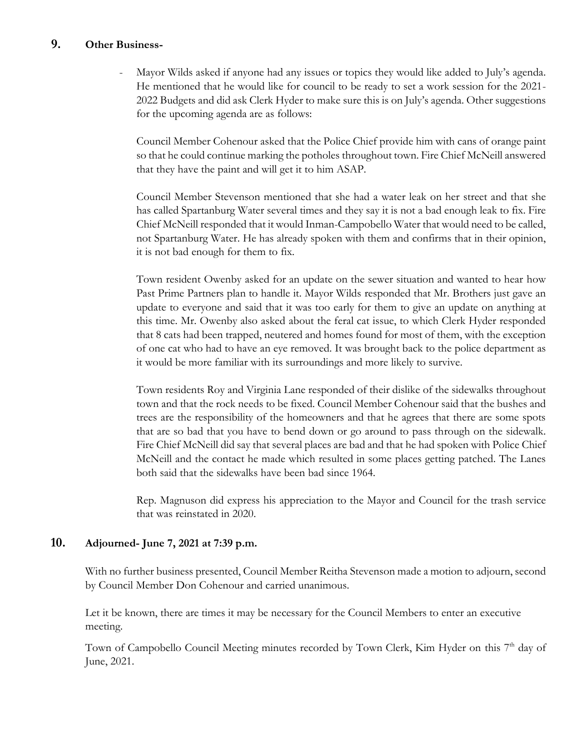## 9. Other Business-

- Mayor Wilds asked if anyone had any issues or topics they would like added to July's agenda. He mentioned that he would like for council to be ready to set a work session for the 2021-2022 Budgets and did ask Clerk Hyder to make sure this is on July's agenda. Other suggestions for the upcoming agenda are as follows:

  Council Member Cohenour asked that the Police Chief provide him with cans of orange paint so that he could continue marking the potholes throughout town. Fire Chief McNeill answered that they have the paint and will get it to him ASAP.

  Council Member Stevenson mentioned that she had a water leak on her street and that she has called Spartanburg Water several times and they say it is not a bad enough leak to fix. Fire Chief McNeill responded that it would Inman-Campobello Water that would need to be called, not Spartanburg Water. He has already spoken with them and confirms that in their opinion, it is not bad enough for them to fix.

  Town resident Owenby asked for an update on the sewer situation and wanted to hear how Past Prime Partners plan to handle it. Mayor Wilds responded that Mr. Brothers just gave an update to everyone and said that it was too early for them to give an update on anything at this time. Mr. Owenby also asked about the feral cat issue, to which Clerk Hyder responded that 8 cats had been trapped, neutered and homes found for most of them, with the exception of one cat who had to have an eye removed. It was brought back to the police department as it would be more familiar with its surroundings and more likely to survive.

  Town residents Roy and Virginia Lane responded of their dislike of the sidewalks throughout town and that the rock needs to be fixed. Council Member Cohenour said that the bushes and trees are the responsibility of the homeowners and that he agrees that there are some spots that are so bad that you have to bend down or go around to pass through on the sidewalk. Fire Chief McNeill did say that several places are bad and that he had spoken with Police Chief McNeill and the contact he made which resulted in some places getting patched. The Lanes both said that the sidewalks have been bad since 1964.

  Rep. Magnuson did express his appreciation to the Mayor and Council for the trash service that was reinstated in 2020.

## 10. Adjourned- June 7, 2021 at 7:39 p.m.

With no further business presented, Council Member Reitha Stevenson made a motion to adjourn, second by Council Member Don Cohenour and carried unanimous.

Let it be known, there are times it may be necessary for the Council Members to enter an executive meeting.

Town of Campobello Council Meeting minutes recorded by Town Clerk, Kim Hyder on this 7th day of June, 2021.